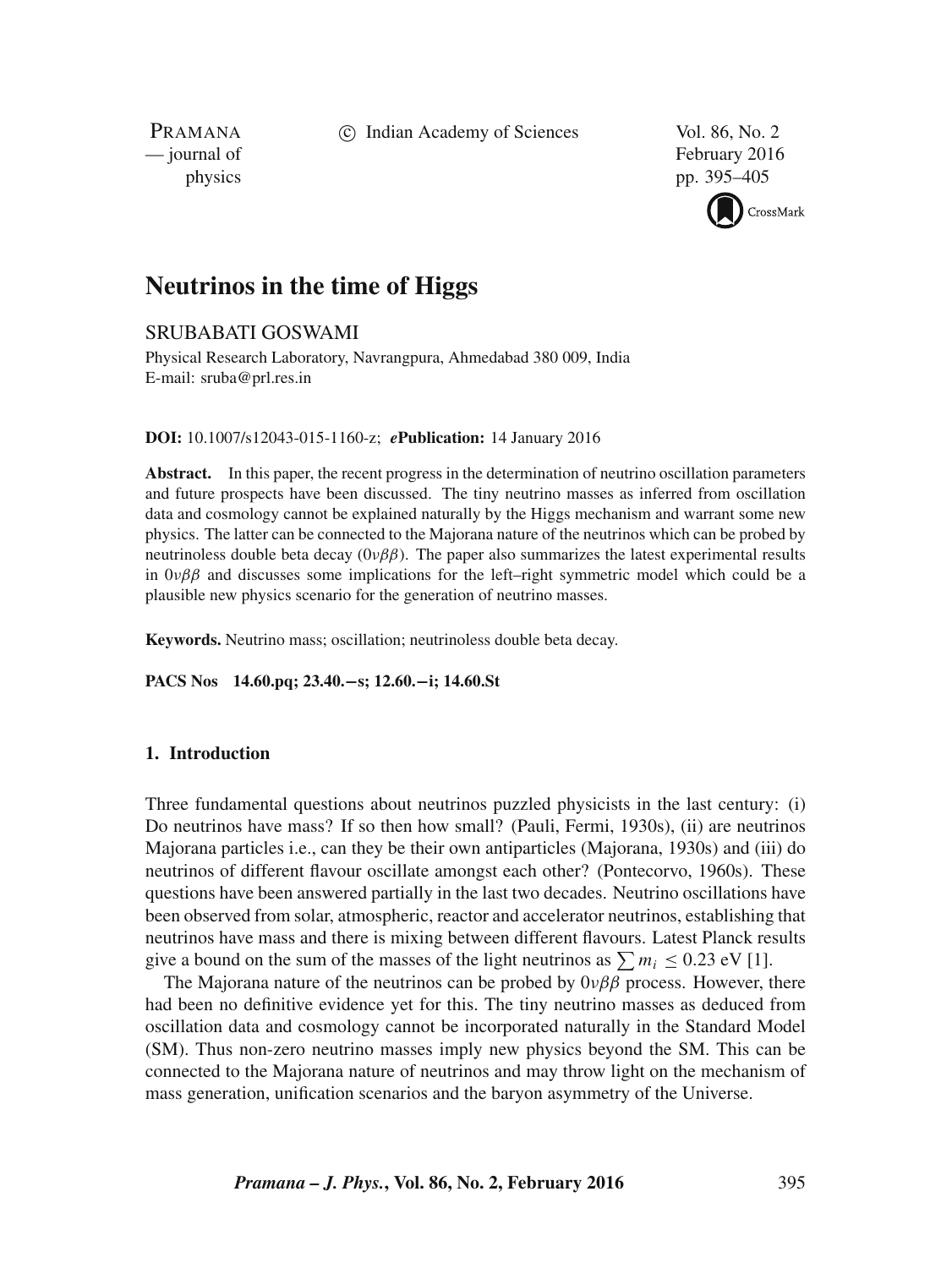# Neutrinos in the time of Higgs

SRUBABATI GOSWAMI

Physical Research Laboratory, Navrangpura, Ahmedabad 380 009, India
E-mail: sruba@prl.res.in

**DOI:** 10.1007/s12043-015-1160-z; ***e*Publication:** 14 January 2016

**Abstract.** In this paper, the recent progress in the determination of neutrino oscillation parameters and future prospects have been discussed. The tiny neutrino masses as inferred from oscillation data and cosmology cannot be explained naturally by the Higgs mechanism and warrant some new physics. The latter can be connected to the Majorana nature of the neutrinos which can be probed by neutrinoless double beta decay ($0\nu\beta\beta$). The paper also summarizes the latest experimental results in $0\nu\beta\beta$ and discusses some implications for the left–right symmetric model which could be a plausible new physics scenario for the generation of neutrino masses.

**Keywords.** Neutrino mass; oscillation; neutrinoless double beta decay.

**PACS Nos** **14.60.pq; 23.40.−s; 12.60.−i; 14.60.St**

## 1. Introduction

Three fundamental questions about neutrinos puzzled physicists in the last century: (i) Do neutrinos have mass? If so then how small? (Pauli, Fermi, 1930s), (ii) are neutrinos Majorana particles i.e., can they be their own antiparticles (Majorana, 1930s) and (iii) do neutrinos of different flavour oscillate amongst each other? (Pontecorvo, 1960s). These questions have been answered partially in the last two decades. Neutrino oscillations have been observed from solar, atmospheric, reactor and accelerator neutrinos, establishing that neutrinos have mass and there is mixing between different flavours. Latest Planck results give a bound on the sum of the masses of the light neutrinos as $\sum m_i \leq 0.23$ eV [1].

The Majorana nature of the neutrinos can be probed by $0\nu\beta\beta$ process. However, there had been no definitive evidence yet for this. The tiny neutrino masses as deduced from oscillation data and cosmology cannot be incorporated naturally in the Standard Model (SM). Thus non-zero neutrino masses imply new physics beyond the SM. This can be connected to the Majorana nature of neutrinos and may throw light on the mechanism of mass generation, unification scenarios and the baryon asymmetry of the Universe.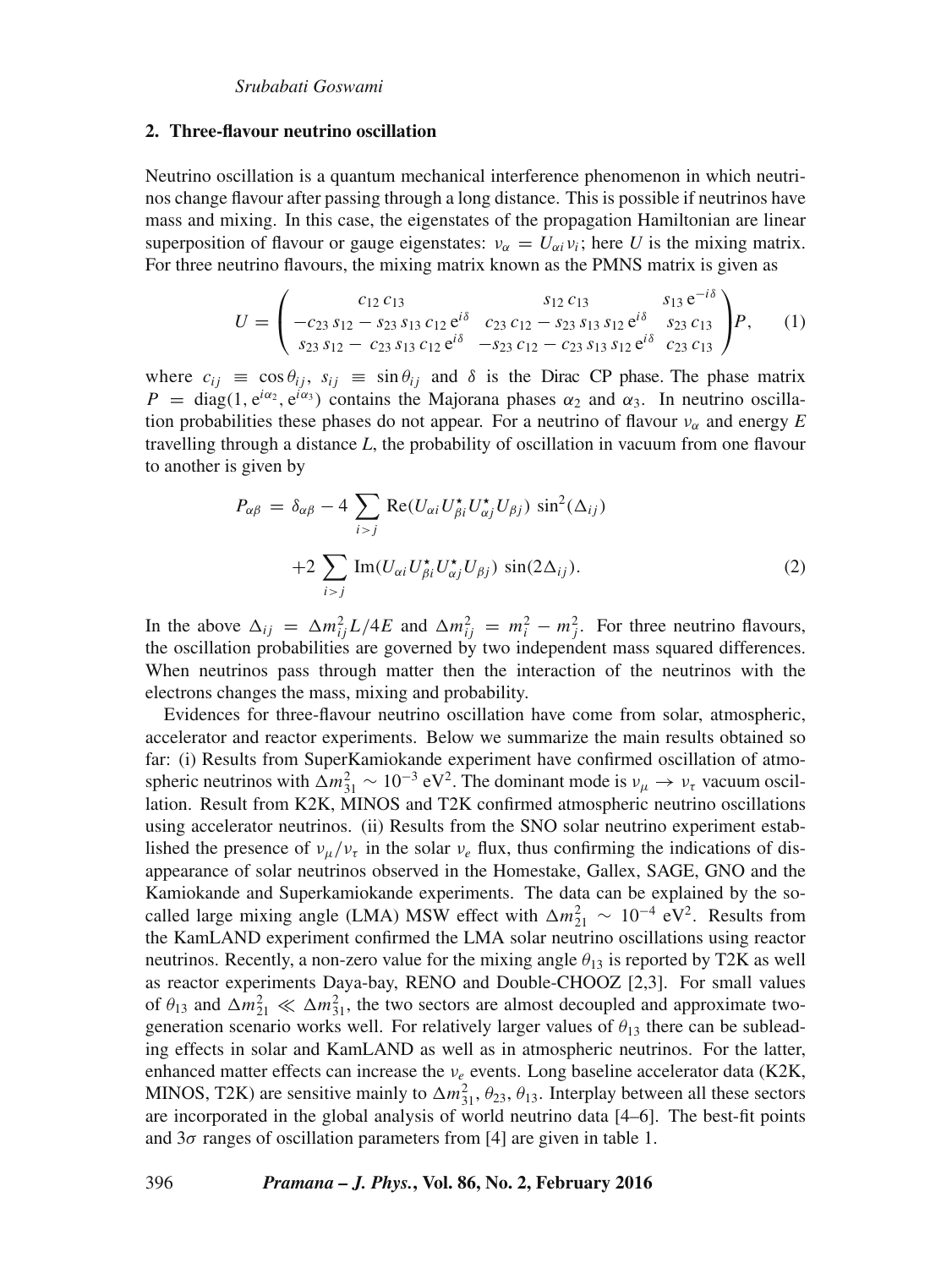## 2. Three-flavour neutrino oscillation

Neutrino oscillation is a quantum mechanical interference phenomenon in which neutrinos change flavour after passing through a long distance. This is possible if neutrinos have mass and mixing. In this case, the eigenstates of the propagation Hamiltonian are linear superposition of flavour or gauge eigenstates: $\nu_\alpha = U_{\alpha i}\nu_i$; here $U$ is the mixing matrix. For three neutrino flavours, the mixing matrix known as the PMNS matrix is given as

$$U = \begin{pmatrix} c_{12}\, c_{13} & s_{12}\, c_{13} & s_{13}\, \mathrm{e}^{-i\delta} \\ -c_{23}\, s_{12} - s_{23}\, s_{13}\, c_{12}\, \mathrm{e}^{i\delta} & c_{23}\, c_{12} - s_{23}\, s_{13}\, s_{12}\, \mathrm{e}^{i\delta} & s_{23}\, c_{13} \\ s_{23}\, s_{12} - c_{23}\, s_{13}\, c_{12}\, \mathrm{e}^{i\delta} & -s_{23}\, c_{12} - c_{23}\, s_{13}\, s_{12}\, \mathrm{e}^{i\delta} & c_{23}\, c_{13} \end{pmatrix} P, \tag{1}$$

where $c_{ij} \equiv \cos\theta_{ij}$, $s_{ij} \equiv \sin\theta_{ij}$ and $\delta$ is the Dirac CP phase. The phase matrix $P = \mathrm{diag}(1, \mathrm{e}^{i\alpha_2}, \mathrm{e}^{i\alpha_3})$ contains the Majorana phases $\alpha_2$ and $\alpha_3$. In neutrino oscillation probabilities these phases do not appear. For a neutrino of flavour $\nu_\alpha$ and energy $E$ travelling through a distance $L$, the probability of oscillation in vacuum from one flavour to another is given by

$$P_{\alpha\beta} = \delta_{\alpha\beta} - 4\sum_{i>j} \mathrm{Re}(U_{\alpha i} U^{\star}_{\beta i} U^{\star}_{\alpha j} U_{\beta j})\, \sin^2(\Delta_{ij})$$

$$+2\sum_{i>j} \mathrm{Im}(U_{\alpha i} U^{\star}_{\beta i} U^{\star}_{\alpha j} U_{\beta j})\, \sin(2\Delta_{ij}). \tag{2}$$

In the above $\Delta_{ij} = \Delta m^2_{ij} L/4E$ and $\Delta m^2_{ij} = m^2_i - m^2_j$. For three neutrino flavours, the oscillation probabilities are governed by two independent mass squared differences. When neutrinos pass through matter then the interaction of the neutrinos with the electrons changes the mass, mixing and probability.

Evidences for three-flavour neutrino oscillation have come from solar, atmospheric, accelerator and reactor experiments. Below we summarize the main results obtained so far: (i) Results from SuperKamiokande experiment have confirmed oscillation of atmospheric neutrinos with $\Delta m^2_{31} \sim 10^{-3}$ eV$^2$. The dominant mode is $\nu_\mu \to \nu_\tau$ vacuum oscillation. Result from K2K, MINOS and T2K confirmed atmospheric neutrino oscillations using accelerator neutrinos. (ii) Results from the SNO solar neutrino experiment established the presence of $\nu_\mu/\nu_\tau$ in the solar $\nu_e$ flux, thus confirming the indications of disappearance of solar neutrinos observed in the Homestake, Gallex, SAGE, GNO and the Kamiokande and Superkamiokande experiments. The data can be explained by the so-called large mixing angle (LMA) MSW effect with $\Delta m^2_{21} \sim 10^{-4}$ eV$^2$. Results from the KamLAND experiment confirmed the LMA solar neutrino oscillations using reactor neutrinos. Recently, a non-zero value for the mixing angle $\theta_{13}$ is reported by T2K as well as reactor experiments Daya-bay, RENO and Double-CHOOZ [2,3]. For small values of $\theta_{13}$ and $\Delta m^2_{21} \ll \Delta m^2_{31}$, the two sectors are almost decoupled and approximate two-generation scenario works well. For relatively larger values of $\theta_{13}$ there can be subleading effects in solar and KamLAND as well as in atmospheric neutrinos. For the latter, enhanced matter effects can increase the $\nu_e$ events. Long baseline accelerator data (K2K, MINOS, T2K) are sensitive mainly to $\Delta m^2_{31}$, $\theta_{23}$, $\theta_{13}$. Interplay between all these sectors are incorporated in the global analysis of world neutrino data [4–6]. The best-fit points and $3\sigma$ ranges of oscillation parameters from [4] are given in table 1.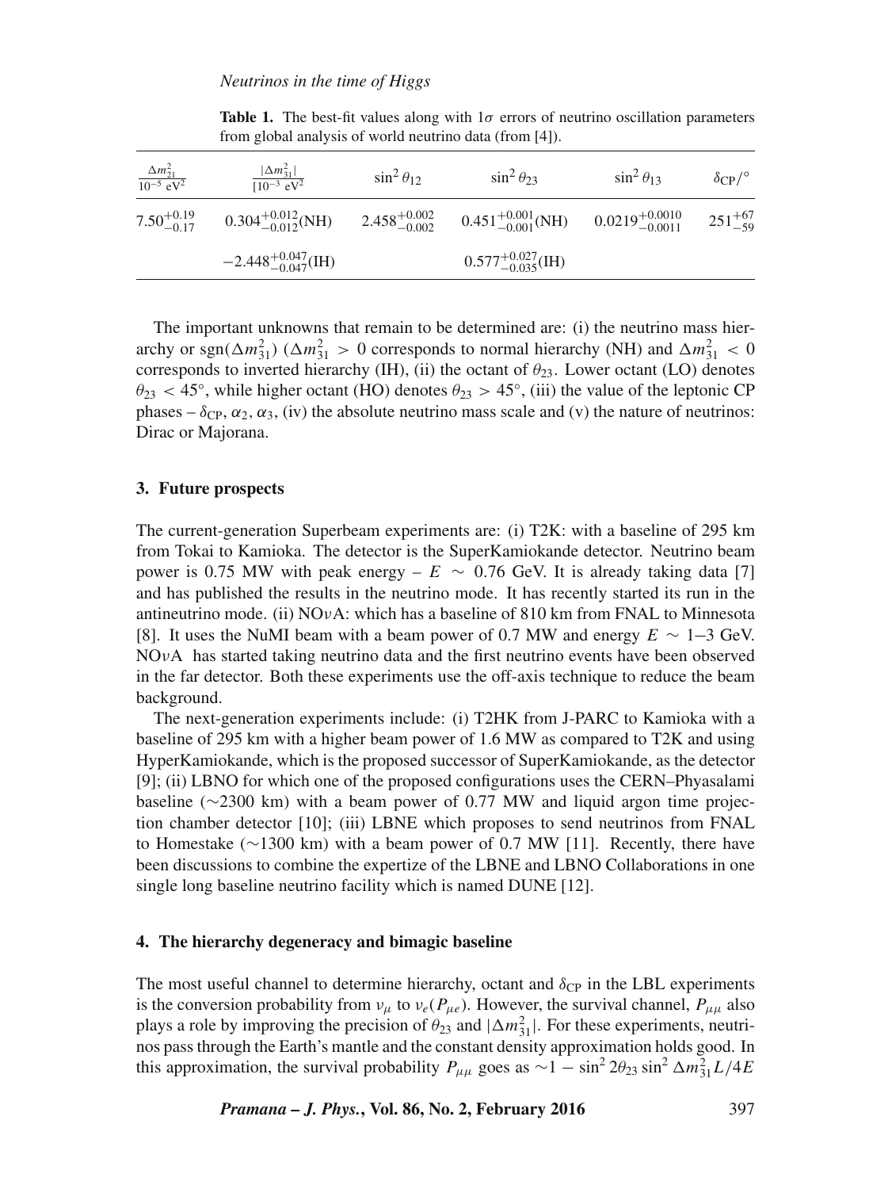**Table 1.** The best-fit values along with $1\sigma$ errors of neutrino oscillation parameters from global analysis of world neutrino data (from [4]).

| $\frac{\Delta m^2_{21}}{10^{-5}\ \text{eV}^2}$ | $\frac{\lvert\Delta m^2_{31}\rvert}{[10^{-3}\ \text{eV}^2}$ | $\sin^2\theta_{12}$ | $\sin^2\theta_{23}$ | $\sin^2\theta_{13}$ | $\delta_{\text{CP}}/^\circ$ |
|---|---|---|---|---|---|
| $7.50^{+0.19}_{-0.17}$ | $0.304^{+0.012}_{-0.012}$(NH) | $2.458^{+0.002}_{-0.002}$ | $0.451^{+0.001}_{-0.001}$(NH) | $0.0219^{+0.0010}_{-0.0011}$ | $251^{+67}_{-59}$ |
| | $-2.448^{+0.047}_{-0.047}$(IH) | | $0.577^{+0.027}_{-0.035}$(IH) | | |

The important unknowns that remain to be determined are: (i) the neutrino mass hierarchy or $\text{sgn}(\Delta m^2_{31})$ ($\Delta m^2_{31} > 0$ corresponds to normal hierarchy (NH) and $\Delta m^2_{31} < 0$ corresponds to inverted hierarchy (IH), (ii) the octant of $\theta_{23}$. Lower octant (LO) denotes $\theta_{23} < 45^\circ$, while higher octant (HO) denotes $\theta_{23} > 45^\circ$, (iii) the value of the leptonic CP phases – $\delta_{\text{CP}}, \alpha_2, \alpha_3$, (iv) the absolute neutrino mass scale and (v) the nature of neutrinos: Dirac or Majorana.

## 3. Future prospects

The current-generation Superbeam experiments are: (i) T2K: with a baseline of 295 km from Tokai to Kamioka. The detector is the SuperKamiokande detector. Neutrino beam power is 0.75 MW with peak energy – $E \sim 0.76$ GeV. It is already taking data [7] and has published the results in the neutrino mode. It has recently started its run in the antineutrino mode. (ii) NO$\nu$A: which has a baseline of 810 km from FNAL to Minnesota [8]. It uses the NuMI beam with a beam power of 0.7 MW and energy $E \sim 1$–$3$ GeV. NO$\nu$A has started taking neutrino data and the first neutrino events have been observed in the far detector. Both these experiments use the off-axis technique to reduce the beam background.

The next-generation experiments include: (i) T2HK from J-PARC to Kamioka with a baseline of 295 km with a higher beam power of 1.6 MW as compared to T2K and using HyperKamiokande, which is the proposed successor of SuperKamiokande, as the detector [9]; (ii) LBNO for which one of the proposed configurations uses the CERN–Phyasalami baseline ($\sim$2300 km) with a beam power of 0.77 MW and liquid argon time projection chamber detector [10]; (iii) LBNE which proposes to send neutrinos from FNAL to Homestake ($\sim$1300 km) with a beam power of 0.7 MW [11]. Recently, there have been discussions to combine the expertize of the LBNE and LBNO Collaborations in one single long baseline neutrino facility which is named DUNE [12].

## 4. The hierarchy degeneracy and bimagic baseline

The most useful channel to determine hierarchy, octant and $\delta_{\text{CP}}$ in the LBL experiments is the conversion probability from $\nu_\mu$ to $\nu_e (P_{\mu e})$. However, the survival channel, $P_{\mu\mu}$ also plays a role by improving the precision of $\theta_{23}$ and $|\Delta m^2_{31}|$. For these experiments, neutrinos pass through the Earth's mantle and the constant density approximation holds good. In this approximation, the survival probability $P_{\mu\mu}$ goes as $\sim 1 - \sin^2 2\theta_{23} \sin^2 \Delta m^2_{31} L/4E$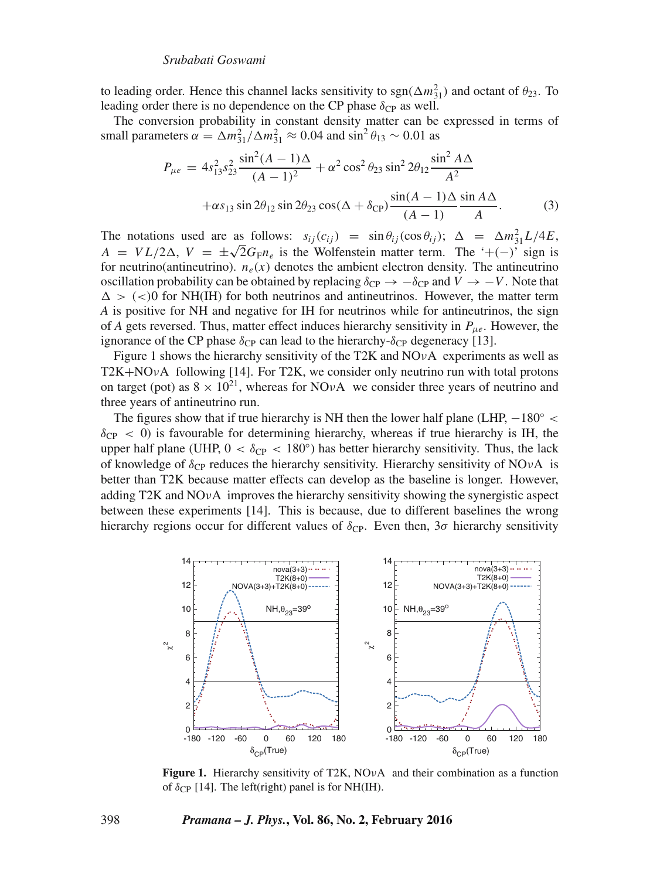to leading order. Hence this channel lacks sensitivity to $\mathrm{sgn}(\Delta m^2_{31})$ and octant of $\theta_{23}$. To leading order there is no dependence on the CP phase $\delta_{\mathrm{CP}}$ as well.

The conversion probability in constant density matter can be expressed in terms of small parameters $\alpha = \Delta m^2_{31}/\Delta m^2_{31} \approx 0.04$ and $\sin^2\theta_{13} \sim 0.01$ as

$$P_{\mu e} = 4 s^2_{13} s^2_{23} \frac{\sin^2(A-1)\Delta}{(A-1)^2} + \alpha^2 \cos^2\theta_{23} \sin^2 2\theta_{12} \frac{\sin^2 A\Delta}{A^2}$$
$$+ \alpha s_{13} \sin 2\theta_{12} \sin 2\theta_{23} \cos(\Delta + \delta_{\mathrm{CP}}) \frac{\sin(A-1)\Delta}{(A-1)} \frac{\sin A\Delta}{A}. \quad (3)$$

The notations used are as follows: $s_{ij}(c_{ij}) = \sin\theta_{ij}(\cos\theta_{ij})$; $\Delta = \Delta m^2_{31} L/4E$, $A = VL/2\Delta$, $V = \pm\sqrt{2} G_{\mathrm{F}} n_e$ is the Wolfenstein matter term. The '+(−)' sign is for neutrino(antineutrino). $n_e(x)$ denotes the ambient electron density. The antineutrino oscillation probability can be obtained by replacing $\delta_{\mathrm{CP}} \to -\delta_{\mathrm{CP}}$ and $V \to -V$. Note that $\Delta > (<) 0$ for NH(IH) for both neutrinos and antineutrinos. However, the matter term $A$ is positive for NH and negative for IH for neutrinos while for antineutrinos, the sign of $A$ gets reversed. Thus, matter effect induces hierarchy sensitivity in $P_{\mu e}$. However, the ignorance of the CP phase $\delta_{\mathrm{CP}}$ can lead to the hierarchy-$\delta_{\mathrm{CP}}$ degeneracy [13].

Figure 1 shows the hierarchy sensitivity of the T2K and NO$\nu$A experiments as well as T2K+NO$\nu$A following [14]. For T2K, we consider only neutrino run with total protons on target (pot) as $8 \times 10^{21}$, whereas for NO$\nu$A we consider three years of neutrino and three years of antineutrino run.

The figures show that if true hierarchy is NH then the lower half plane (LHP, $-180^\circ < \delta_{\mathrm{CP}} < 0$) is favourable for determining hierarchy, whereas if true hierarchy is IH, the upper half plane (UHP, $0 < \delta_{\mathrm{CP}} < 180^\circ$) has better hierarchy sensitivity. Thus, the lack of knowledge of $\delta_{\mathrm{CP}}$ reduces the hierarchy sensitivity. Hierarchy sensitivity of NO$\nu$A is better than T2K because matter effects can develop as the baseline is longer. However, adding T2K and NO$\nu$A improves the hierarchy sensitivity showing the synergistic aspect between these experiments [14]. This is because, due to different baselines the wrong hierarchy regions occur for different values of $\delta_{\mathrm{CP}}$. Even then, $3\sigma$ hierarchy sensitivity

**Figure 1.** Hierarchy sensitivity of T2K, NO$\nu$A and their combination as a function of $\delta_{\mathrm{CP}}$ [14]. The left(right) panel is for NH(IH).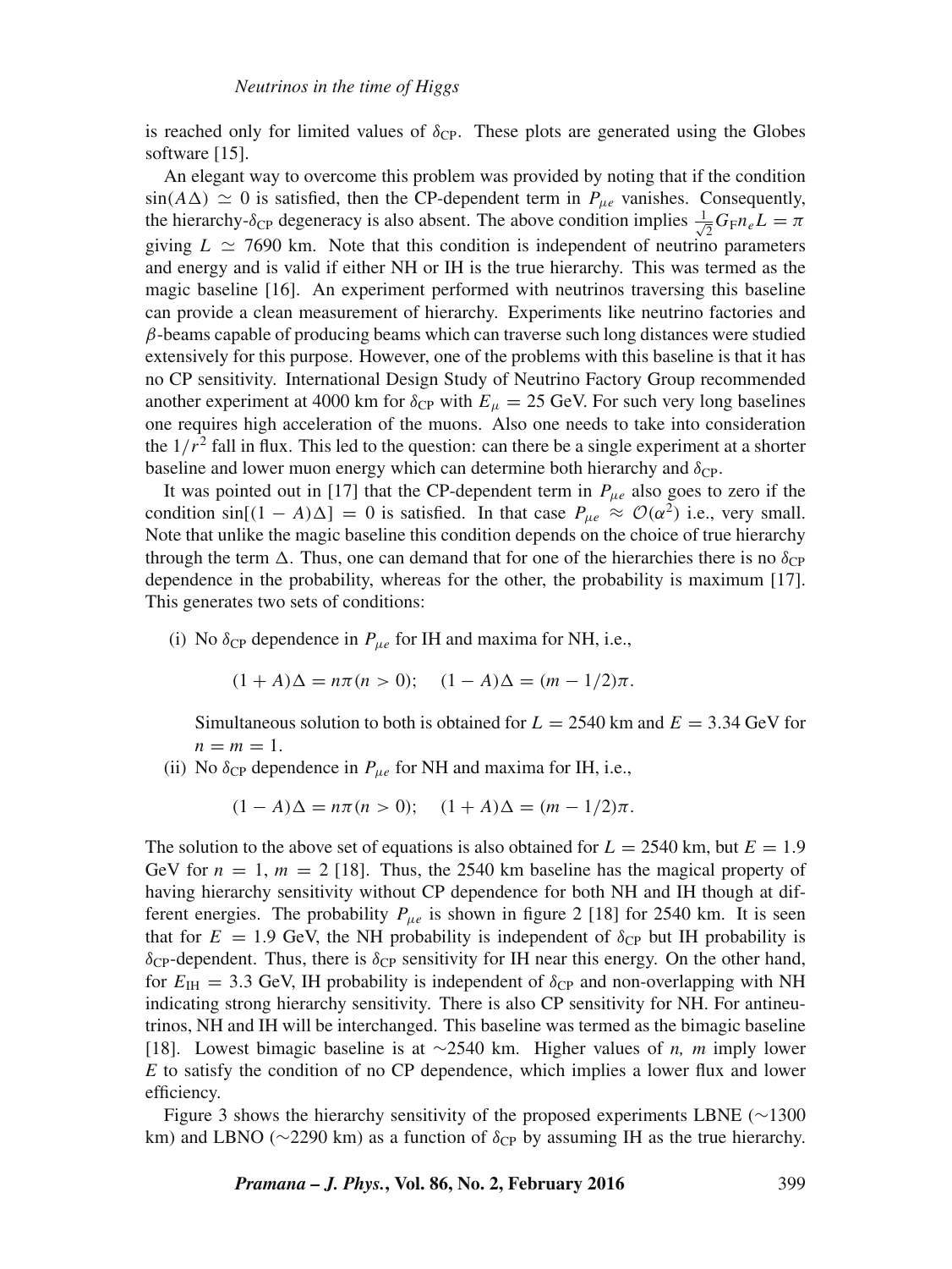is reached only for limited values of $\delta_{\rm CP}$. These plots are generated using the Globes software [15].

An elegant way to overcome this problem was provided by noting that if the condition $\sin(A\Delta) \simeq 0$ is satisfied, then the CP-dependent term in $P_{\mu e}$ vanishes. Consequently, the hierarchy-$\delta_{\rm CP}$ degeneracy is also absent. The above condition implies $\frac{1}{\sqrt{2}} G_{\rm F} n_e L = \pi$ giving $L \simeq 7690$ km. Note that this condition is independent of neutrino parameters and energy and is valid if either NH or IH is the true hierarchy. This was termed as the magic baseline [16]. An experiment performed with neutrinos traversing this baseline can provide a clean measurement of hierarchy. Experiments like neutrino factories and $\beta$-beams capable of producing beams which can traverse such long distances were studied extensively for this purpose. However, one of the problems with this baseline is that it has no CP sensitivity. International Design Study of Neutrino Factory Group recommended another experiment at 4000 km for $\delta_{\rm CP}$ with $E_\mu = 25$ GeV. For such very long baselines one requires high acceleration of the muons. Also one needs to take into consideration the $1/r^2$ fall in flux. This led to the question: can there be a single experiment at a shorter baseline and lower muon energy which can determine both hierarchy and $\delta_{\rm CP}$.

It was pointed out in [17] that the CP-dependent term in $P_{\mu e}$ also goes to zero if the condition $\sin[(1 - A)\Delta] = 0$ is satisfied. In that case $P_{\mu e} \approx \mathcal{O}(\alpha^2)$ i.e., very small. Note that unlike the magic baseline this condition depends on the choice of true hierarchy through the term $\Delta$. Thus, one can demand that for one of the hierarchies there is no $\delta_{\rm CP}$ dependence in the probability, whereas for the other, the probability is maximum [17]. This generates two sets of conditions:

(i) No $\delta_{\rm CP}$ dependence in $P_{\mu e}$ for IH and maxima for NH, i.e.,

$$(1 + A)\Delta = n\pi (n > 0); \quad (1 - A)\Delta = (m - 1/2)\pi.$$

Simultaneous solution to both is obtained for $L = 2540$ km and $E = 3.34$ GeV for $n = m = 1$.

(ii) No $\delta_{\rm CP}$ dependence in $P_{\mu e}$ for NH and maxima for IH, i.e.,

$$(1 - A)\Delta = n\pi (n > 0); \quad (1 + A)\Delta = (m - 1/2)\pi.$$

The solution to the above set of equations is also obtained for $L = 2540$ km, but $E = 1.9$ GeV for $n = 1$, $m = 2$ [18]. Thus, the 2540 km baseline has the magical property of having hierarchy sensitivity without CP dependence for both NH and IH though at different energies. The probability $P_{\mu e}$ is shown in figure 2 [18] for 2540 km. It is seen that for $E = 1.9$ GeV, the NH probability is independent of $\delta_{\rm CP}$ but IH probability is $\delta_{\rm CP}$-dependent. Thus, there is $\delta_{\rm CP}$ sensitivity for IH near this energy. On the other hand, for $E_{\rm IH} = 3.3$ GeV, IH probability is independent of $\delta_{\rm CP}$ and non-overlapping with NH indicating strong hierarchy sensitivity. There is also CP sensitivity for NH. For antineutrinos, NH and IH will be interchanged. This baseline was termed as the bimagic baseline [18]. Lowest bimagic baseline is at $\sim$2540 km. Higher values of *n, m* imply lower *E* to satisfy the condition of no CP dependence, which implies a lower flux and lower efficiency.

Figure 3 shows the hierarchy sensitivity of the proposed experiments LBNE ($\sim$1300 km) and LBNO ($\sim$2290 km) as a function of $\delta_{\rm CP}$ by assuming IH as the true hierarchy.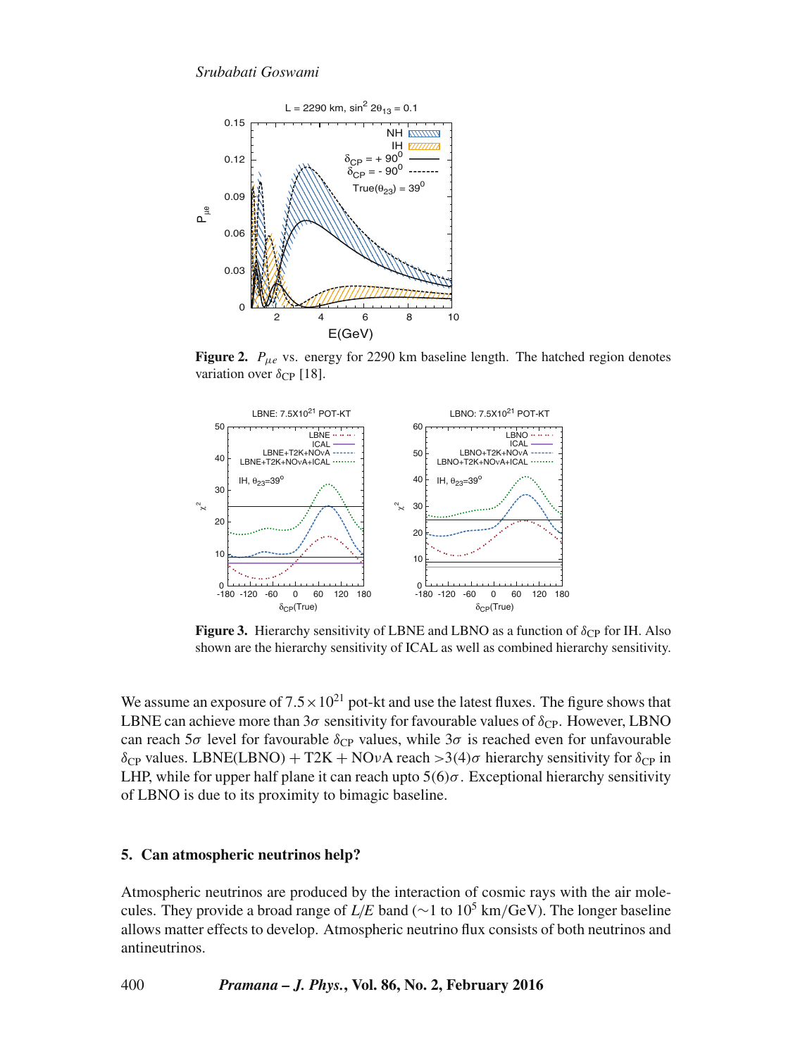**Figure 2.** $P_{\mu e}$ vs. energy for 2290 km baseline length. The hatched region denotes variation over $\delta_{CP}$ [18].

**Figure 3.** Hierarchy sensitivity of LBNE and LBNO as a function of $\delta_{CP}$ for IH. Also shown are the hierarchy sensitivity of ICAL as well as combined hierarchy sensitivity.

We assume an exposure of $7.5 \times 10^{21}$ pot-kt and use the latest fluxes. The figure shows that LBNE can achieve more than $3\sigma$ sensitivity for favourable values of $\delta_{CP}$. However, LBNO can reach $5\sigma$ level for favourable $\delta_{CP}$ values, while $3\sigma$ is reached even for unfavourable $\delta_{CP}$ values. LBNE(LBNO) + T2K + NO$\nu$A reach $>3(4)\sigma$ hierarchy sensitivity for $\delta_{CP}$ in LHP, while for upper half plane it can reach upto $5(6)\sigma$. Exceptional hierarchy sensitivity of LBNO is due to its proximity to bimagic baseline.

## 5. Can atmospheric neutrinos help?

Atmospheric neutrinos are produced by the interaction of cosmic rays with the air molecules. They provide a broad range of $L/E$ band ($\sim$1 to $10^5$ km/GeV). The longer baseline allows matter effects to develop. Atmospheric neutrino flux consists of both neutrinos and antineutrinos.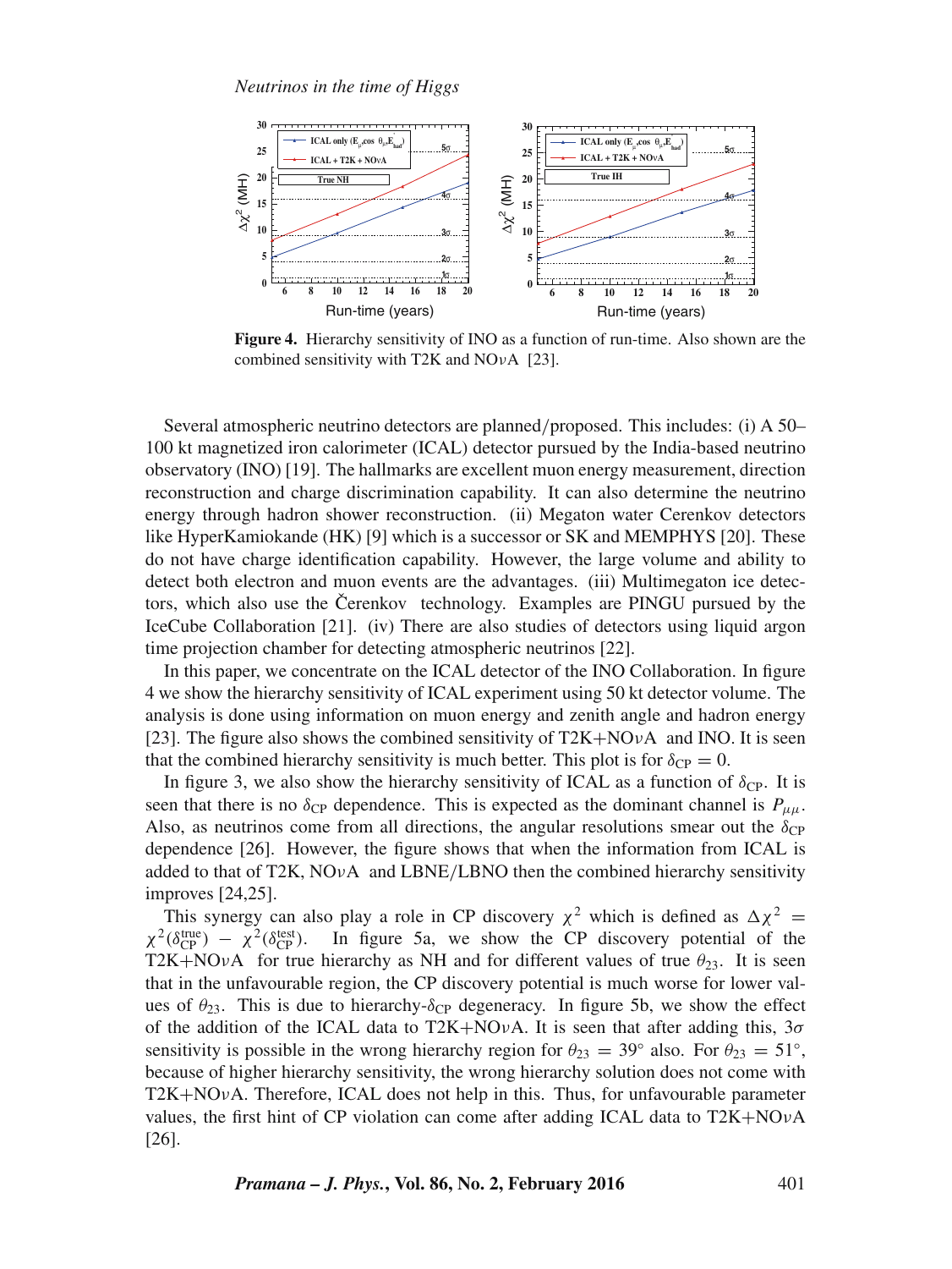**Figure 4.** Hierarchy sensitivity of INO as a function of run-time. Also shown are the combined sensitivity with T2K and NO$\nu$A [23].

Several atmospheric neutrino detectors are planned/proposed. This includes: (i) A 50–100 kt magnetized iron calorimeter (ICAL) detector pursued by the India-based neutrino observatory (INO) [19]. The hallmarks are excellent muon energy measurement, direction reconstruction and charge discrimination capability. It can also determine the neutrino energy through hadron shower reconstruction. (ii) Megaton water Cerenkov detectors like HyperKamiokande (HK) [9] which is a successor or SK and MEMPHYS [20]. These do not have charge identification capability. However, the large volume and ability to detect both electron and muon events are the advantages. (iii) Multimegaton ice detectors, which also use the Čerenkov technology. Examples are PINGU pursued by the IceCube Collaboration [21]. (iv) There are also studies of detectors using liquid argon time projection chamber for detecting atmospheric neutrinos [22].

In this paper, we concentrate on the ICAL detector of the INO Collaboration. In figure 4 we show the hierarchy sensitivity of ICAL experiment using 50 kt detector volume. The analysis is done using information on muon energy and zenith angle and hadron energy [23]. The figure also shows the combined sensitivity of T2K+NO$\nu$A and INO. It is seen that the combined hierarchy sensitivity is much better. This plot is for $\delta_{\mathrm{CP}} = 0$.

In figure 3, we also show the hierarchy sensitivity of ICAL as a function of $\delta_{\mathrm{CP}}$. It is seen that there is no $\delta_{\mathrm{CP}}$ dependence. This is expected as the dominant channel is $P_{\mu\mu}$. Also, as neutrinos come from all directions, the angular resolutions smear out the $\delta_{\mathrm{CP}}$ dependence [26]. However, the figure shows that when the information from ICAL is added to that of T2K, NO$\nu$A and LBNE/LBNO then the combined hierarchy sensitivity improves [24,25].

This synergy can also play a role in CP discovery $\chi^2$ which is defined as $\Delta\chi^2 = \chi^2(\delta_{\mathrm{CP}}^{\mathrm{true}}) - \chi^2(\delta_{\mathrm{CP}}^{\mathrm{test}})$. In figure 5a, we show the CP discovery potential of the T2K+NO$\nu$A for true hierarchy as NH and for different values of true $\theta_{23}$. It is seen that in the unfavourable region, the CP discovery potential is much worse for lower values of $\theta_{23}$. This is due to hierarchy-$\delta_{\mathrm{CP}}$ degeneracy. In figure 5b, we show the effect of the addition of the ICAL data to T2K+NO$\nu$A. It is seen that after adding this, $3\sigma$ sensitivity is possible in the wrong hierarchy region for $\theta_{23} = 39^\circ$ also. For $\theta_{23} = 51^\circ$, because of higher hierarchy sensitivity, the wrong hierarchy solution does not come with T2K+NO$\nu$A. Therefore, ICAL does not help in this. Thus, for unfavourable parameter values, the first hint of CP violation can come after adding ICAL data to T2K+NO$\nu$A [26].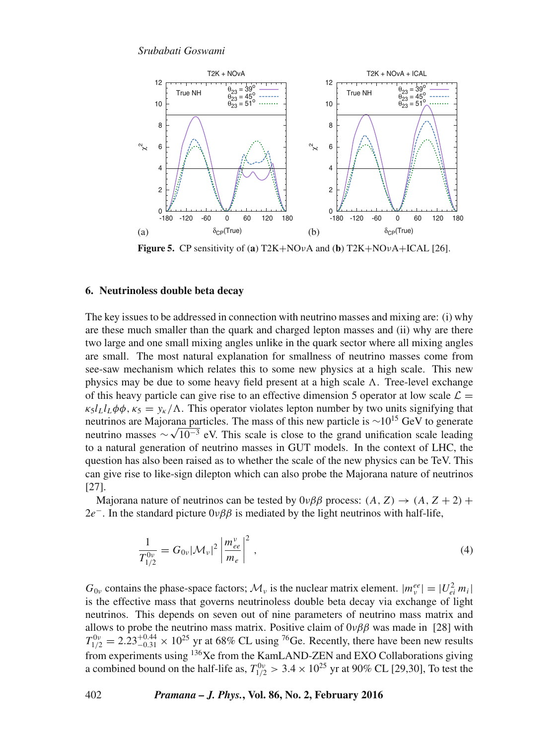**Figure 5.** CP sensitivity of (**a**) T2K+NO$\nu$A and (**b**) T2K+NO$\nu$A+ICAL [26].

## 6. Neutrinoless double beta decay

The key issues to be addressed in connection with neutrino masses and mixing are: (i) why are these much smaller than the quark and charged lepton masses and (ii) why are there two large and one small mixing angles unlike in the quark sector where all mixing angles are small. The most natural explanation for smallness of neutrino masses come from see-saw mechanism which relates this to some new physics at a high scale. This new physics may be due to some heavy field present at a high scale $\Lambda$. Tree-level exchange of this heavy particle can give rise to an effective dimension 5 operator at low scale $\mathcal{L} = \kappa_5 l_L l_L \phi\phi$, $\kappa_5 = y_\kappa/\Lambda$. This operator violates lepton number by two units signifying that neutrinos are Majorana particles. The mass of this new particle is $\sim 10^{15}$ GeV to generate neutrino masses $\sim \sqrt{10^{-3}}$ eV. This scale is close to the grand unification scale leading to a natural generation of neutrino masses in GUT models. In the context of LHC, the question has also been raised as to whether the scale of the new physics can be TeV. This can give rise to like-sign dilepton which can also probe the Majorana nature of neutrinos [27].

Majorana nature of neutrinos can be tested by $0\nu\beta\beta$ process: $(A, Z) \rightarrow (A, Z+2) + 2e^-$. In the standard picture $0\nu\beta\beta$ is mediated by the light neutrinos with half-life,

$$\frac{1}{T_{1/2}^{0\nu}} = G_{0\nu} |\mathcal{M}_\nu|^2 \left| \frac{m_{ee}^\nu}{m_e} \right|^2 , \tag{4}$$

$G_{0\nu}$ contains the phase-space factors; $\mathcal{M}_\nu$ is the nuclear matrix element. $|m_\nu^{ee}| = |U_{ei}^2 m_i|$ is the effective mass that governs neutrinoless double beta decay via exchange of light neutrinos. This depends on seven out of nine parameters of neutrino mass matrix and allows to probe the neutrino mass matrix. Positive claim of $0\nu\beta\beta$ was made in [28] with $T_{1/2}^{0\nu} = 2.23^{+0.44}_{-0.31} \times 10^{25}$ yr at 68% CL using $^{76}$Ge. Recently, there have been new results from experiments using $^{136}$Xe from the KamLAND-ZEN and EXO Collaborations giving a combined bound on the half-life as, $T_{1/2}^{0\nu} > 3.4 \times 10^{25}$ yr at 90% CL [29,30], To test the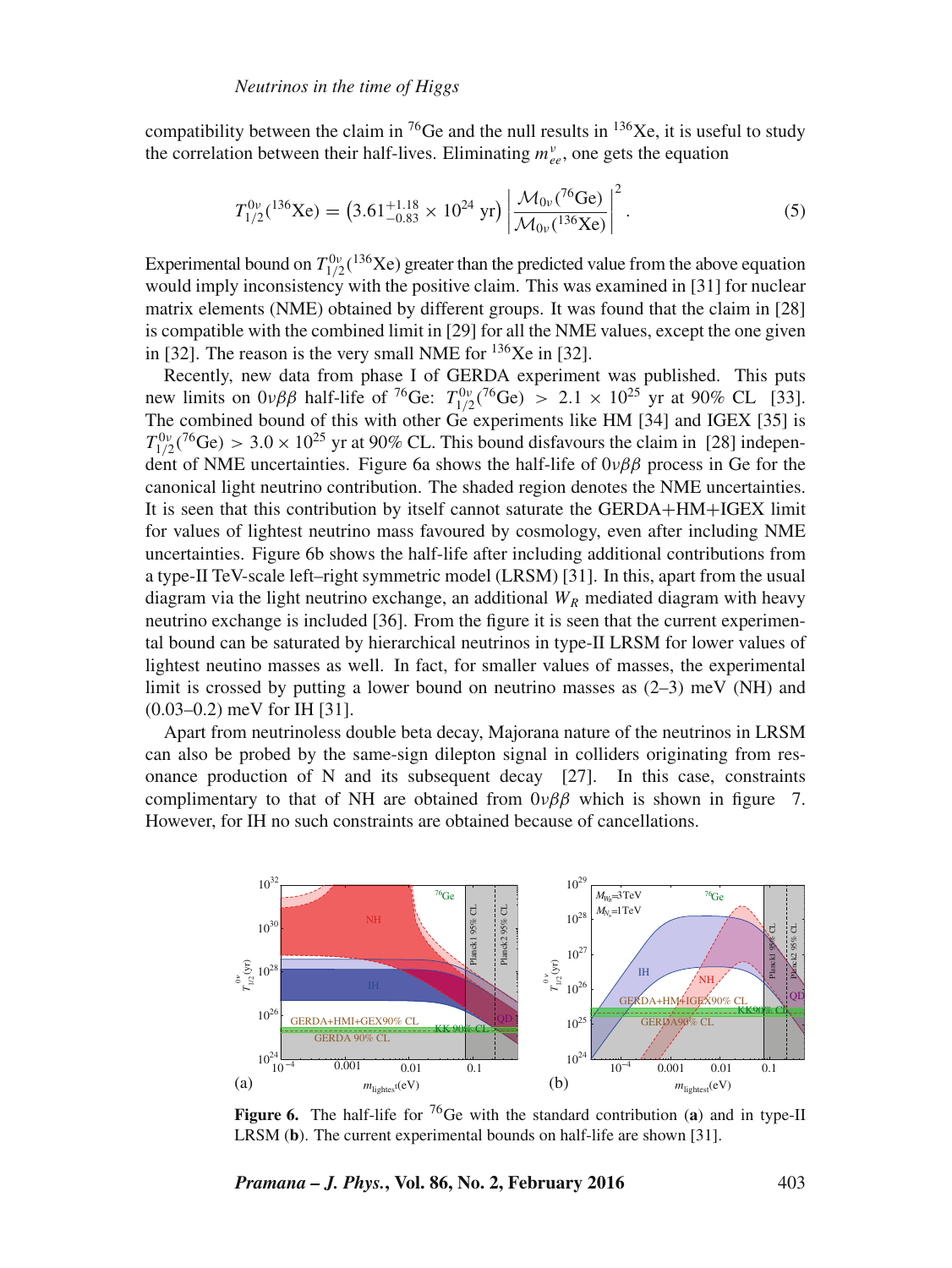compatibility between the claim in $^{76}$Ge and the null results in $^{136}$Xe, it is useful to study the correlation between their half-lives. Eliminating $m^{\nu}_{ee}$, one gets the equation

$$T^{0\nu}_{1/2}(^{136}\text{Xe}) = \left(3.61^{+1.18}_{-0.83} \times 10^{24}\ \text{yr}\right) \left| \frac{\mathcal{M}_{0\nu}(^{76}\text{Ge})}{\mathcal{M}_{0\nu}(^{136}\text{Xe})} \right|^2. \tag{5}$$

Experimental bound on $T^{0\nu}_{1/2}(^{136}\text{Xe})$ greater than the predicted value from the above equation would imply inconsistency with the positive claim. This was examined in [31] for nuclear matrix elements (NME) obtained by different groups. It was found that the claim in [28] is compatible with the combined limit in [29] for all the NME values, except the one given in [32]. The reason is the very small NME for $^{136}$Xe in [32].

Recently, new data from phase I of GERDA experiment was published. This puts new limits on $0\nu\beta\beta$ half-life of $^{76}$Ge: $T^{0\nu}_{1/2}(^{76}\text{Ge}) > 2.1 \times 10^{25}$ yr at 90% CL [33]. The combined bound of this with other Ge experiments like HM [34] and IGEX [35] is $T^{0\nu}_{1/2}(^{76}\text{Ge}) > 3.0 \times 10^{25}$ yr at 90% CL. This bound disfavours the claim in [28] independent of NME uncertainties. Figure 6a shows the half-life of $0\nu\beta\beta$ process in Ge for the canonical light neutrino contribution. The shaded region denotes the NME uncertainties. It is seen that this contribution by itself cannot saturate the GERDA+HM+IGEX limit for values of lightest neutrino mass favoured by cosmology, even after including NME uncertainties. Figure 6b shows the half-life after including additional contributions from a type-II TeV-scale left–right symmetric model (LRSM) [31]. In this, apart from the usual diagram via the light neutrino exchange, an additional $W_R$ mediated diagram with heavy neutrino exchange is included [36]. From the figure it is seen that the current experimental bound can be saturated by hierarchical neutrinos in type-II LRSM for lower values of lightest neutino masses as well. In fact, for smaller values of masses, the experimental limit is crossed by putting a lower bound on neutrino masses as (2–3) meV (NH) and (0.03–0.2) meV for IH [31].

Apart from neutrinoless double beta decay, Majorana nature of the neutrinos in LRSM can also be probed by the same-sign dilepton signal in colliders originating from resonance production of N and its subsequent decay [27]. In this case, constraints complimentary to that of NH are obtained from $0\nu\beta\beta$ which is shown in figure 7. However, for IH no such constraints are obtained because of cancellations.

**Figure 6.** The half-life for $^{76}$Ge with the standard contribution (**a**) and in type-II LRSM (**b**). The current experimental bounds on half-life are shown [31].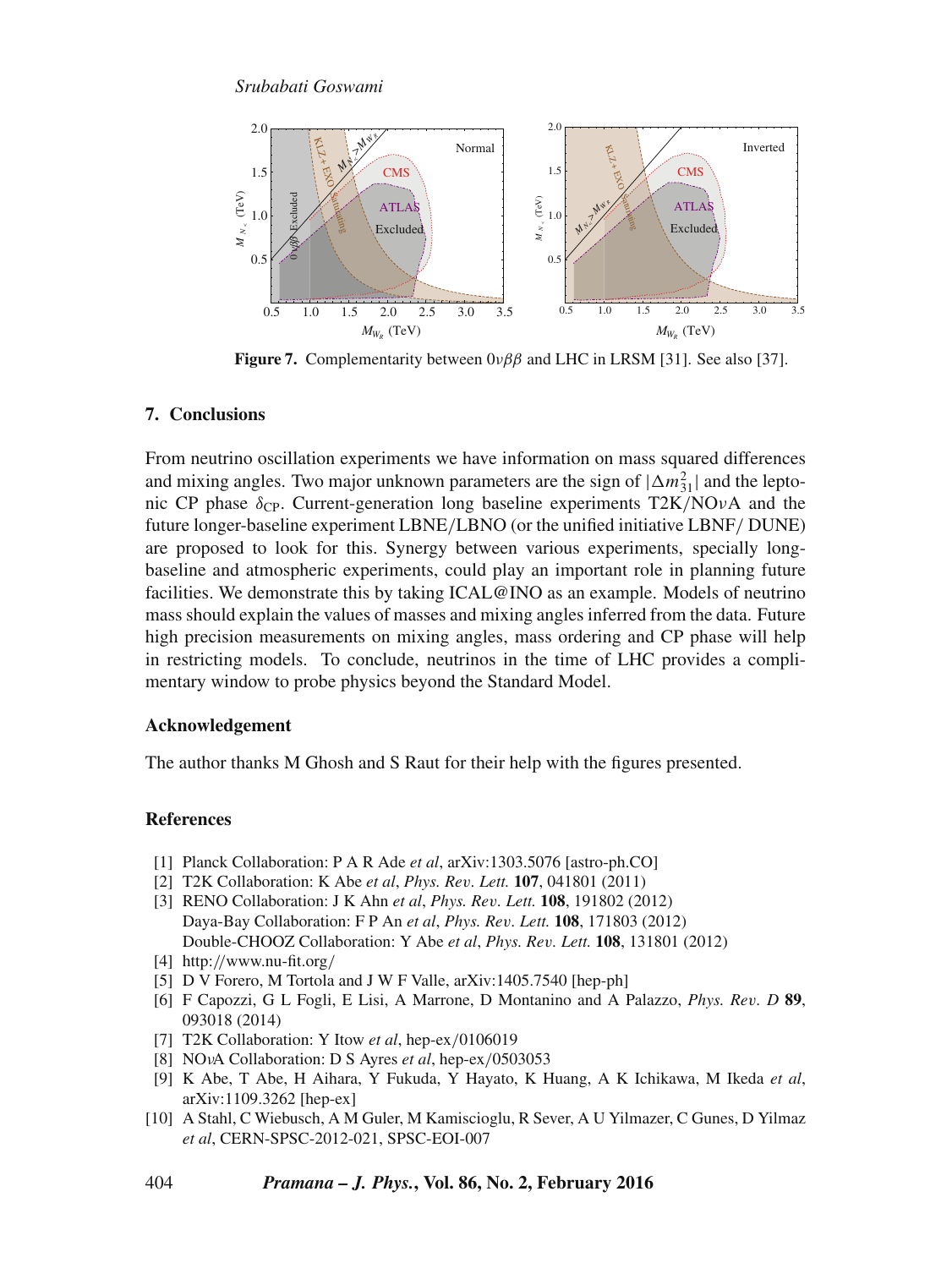Figure 7. Complementarity between $0\nu\beta\beta$ and LHC in LRSM [31]. See also [37].

## 7. Conclusions

From neutrino oscillation experiments we have information on mass squared differences and mixing angles. Two major unknown parameters are the sign of $|\Delta m^2_{31}|$ and the leptonic CP phase $\delta_{\mathrm{CP}}$. Current-generation long baseline experiments T2K/NO$\nu$A and the future longer-baseline experiment LBNE/LBNO (or the unified initiative LBNF/ DUNE) are proposed to look for this. Synergy between various experiments, specially long-baseline and atmospheric experiments, could play an important role in planning future facilities. We demonstrate this by taking ICAL@INO as an example. Models of neutrino mass should explain the values of masses and mixing angles inferred from the data. Future high precision measurements on mixing angles, mass ordering and CP phase will help in restricting models. To conclude, neutrinos in the time of LHC provides a complimentary window to probe physics beyond the Standard Model.

### Acknowledgement

The author thanks M Ghosh and S Raut for their help with the figures presented.

### References

[1] Planck Collaboration: P A R Ade *et al*, arXiv:1303.5076 [astro-ph.CO]

[2] T2K Collaboration: K Abe *et al*, *Phys. Rev. Lett.* **107**, 041801 (2011)

[3] RENO Collaboration: J K Ahn *et al*, *Phys. Rev. Lett.* **108**, 191802 (2012)
Daya-Bay Collaboration: F P An *et al*, *Phys. Rev. Lett.* **108**, 171803 (2012)
Double-CHOOZ Collaboration: Y Abe *et al*, *Phys. Rev. Lett.* **108**, 131801 (2012)

[4] http://www.nu-fit.org/

[5] D V Forero, M Tortola and J W F Valle, arXiv:1405.7540 [hep-ph]

[6] F Capozzi, G L Fogli, E Lisi, A Marrone, D Montanino and A Palazzo, *Phys. Rev. D* **89**, 093018 (2014)

[7] T2K Collaboration: Y Itow *et al*, hep-ex/0106019

[8] NO$\nu$A Collaboration: D S Ayres *et al*, hep-ex/0503053

[9] K Abe, T Abe, H Aihara, Y Fukuda, Y Hayato, K Huang, A K Ichikawa, M Ikeda *et al*, arXiv:1109.3262 [hep-ex]

[10] A Stahl, C Wiebusch, A M Guler, M Kamiscioglu, R Sever, A U Yilmazer, C Gunes, D Yilmaz *et al*, CERN-SPSC-2012-021, SPSC-EOI-007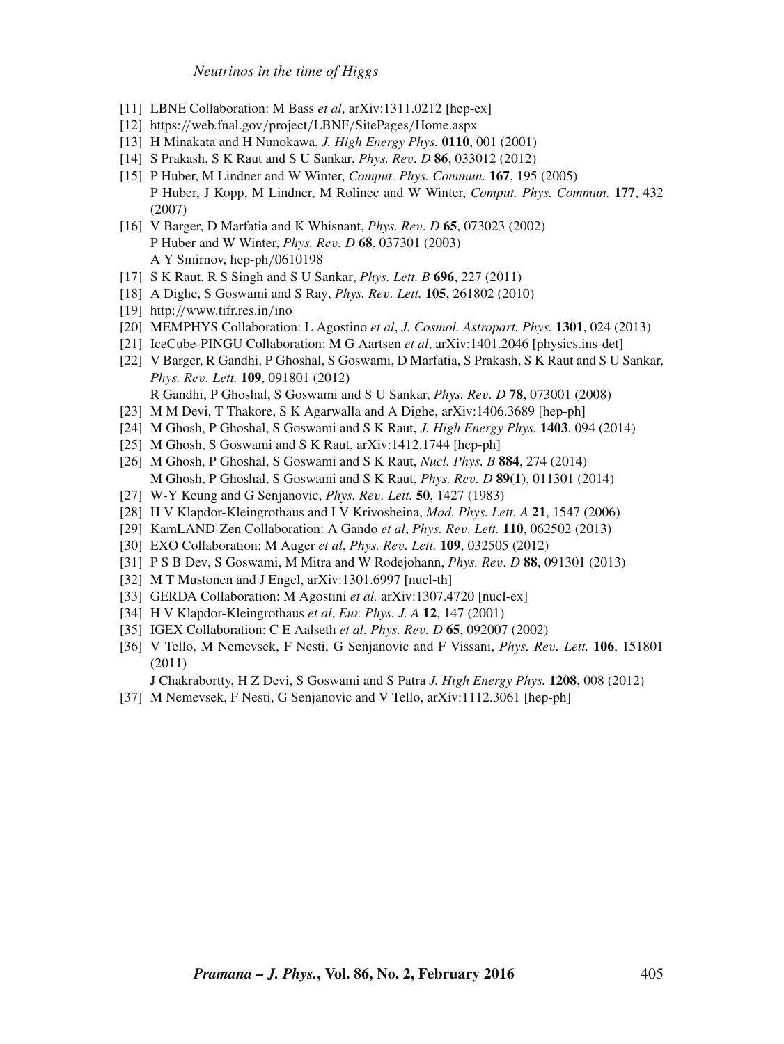[11] LBNE Collaboration: M Bass *et al*, arXiv:1311.0212 [hep-ex]

[12] https://web.fnal.gov/project/LBNF/SitePages/Home.aspx

[13] H Minakata and H Nunokawa, *J. High Energy Phys.* **0110**, 001 (2001)

[14] S Prakash, S K Raut and S U Sankar, *Phys. Rev. D* **86**, 033012 (2012)

[15] P Huber, M Lindner and W Winter, *Comput. Phys. Commun.* **167**, 195 (2005)
P Huber, J Kopp, M Lindner, M Rolinec and W Winter, *Comput. Phys. Commun.* **177**, 432 (2007)

[16] V Barger, D Marfatia and K Whisnant, *Phys. Rev. D* **65**, 073023 (2002)
P Huber and W Winter, *Phys. Rev. D* **68**, 037301 (2003)
A Y Smirnov, hep-ph/0610198

[17] S K Raut, R S Singh and S U Sankar, *Phys. Lett. B* **696**, 227 (2011)

[18] A Dighe, S Goswami and S Ray, *Phys. Rev. Lett.* **105**, 261802 (2010)

[19] http://www.tifr.res.in/ino

[20] MEMPHYS Collaboration: L Agostino *et al*, *J. Cosmol. Astropart. Phys.* **1301**, 024 (2013)

[21] IceCube-PINGU Collaboration: M G Aartsen *et al*, arXiv:1401.2046 [physics.ins-det]

[22] V Barger, R Gandhi, P Ghoshal, S Goswami, D Marfatia, S Prakash, S K Raut and S U Sankar, *Phys. Rev. Lett.* **109**, 091801 (2012)
R Gandhi, P Ghoshal, S Goswami and S U Sankar, *Phys. Rev. D* **78**, 073001 (2008)

[23] M M Devi, T Thakore, S K Agarwalla and A Dighe, arXiv:1406.3689 [hep-ph]

[24] M Ghosh, P Ghoshal, S Goswami and S K Raut, *J. High Energy Phys.* **1403**, 094 (2014)

[25] M Ghosh, S Goswami and S K Raut, arXiv:1412.1744 [hep-ph]

[26] M Ghosh, P Ghoshal, S Goswami and S K Raut, *Nucl. Phys. B* **884**, 274 (2014)
M Ghosh, P Ghoshal, S Goswami and S K Raut, *Phys. Rev. D* **89(1)**, 011301 (2014)

[27] W-Y Keung and G Senjanovic, *Phys. Rev. Lett.* **50**, 1427 (1983)

[28] H V Klapdor-Kleingrothaus and I V Krivosheina, *Mod. Phys. Lett. A* **21**, 1547 (2006)

[29] KamLAND-Zen Collaboration: A Gando *et al*, *Phys. Rev. Lett.* **110**, 062502 (2013)

[30] EXO Collaboration: M Auger *et al*, *Phys. Rev. Lett.* **109**, 032505 (2012)

[31] P S B Dev, S Goswami, M Mitra and W Rodejohann, *Phys. Rev. D* **88**, 091301 (2013)

[32] M T Mustonen and J Engel, arXiv:1301.6997 [nucl-th]

[33] GERDA Collaboration: M Agostini *et al,* arXiv:1307.4720 [nucl-ex]

[34] H V Klapdor-Kleingrothaus *et al*, *Eur. Phys. J. A* **12**, 147 (2001)

[35] IGEX Collaboration: C E Aalseth *et al*, *Phys. Rev. D* **65**, 092007 (2002)

[36] V Tello, M Nemevsek, F Nesti, G Senjanovic and F Vissani, *Phys. Rev. Lett.* **106**, 151801 (2011)
J Chakrabortty, H Z Devi, S Goswami and S Patra *J. High Energy Phys.* **1208**, 008 (2012)

[37] M Nemevsek, F Nesti, G Senjanovic and V Tello, arXiv:1112.3061 [hep-ph]